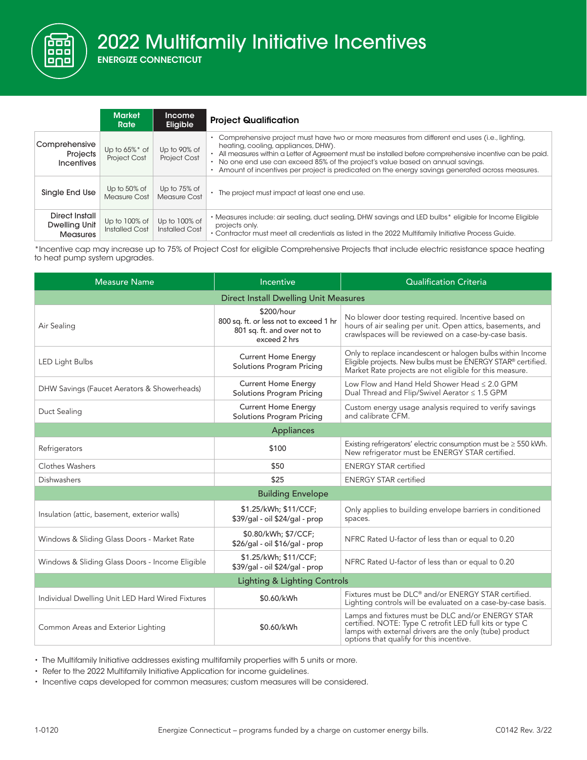# 2022 Multifamily Initiative Incentives

**ENERGIZE CONNECTICUT**

| | Market Rate | Income Eligible | Project Qualification |
|---|---|---|---|
| Comprehensive Projects Incentives | Up to 65%* of Project Cost | Up to 90% of Project Cost | • Comprehensive project must have two or more measures from different end uses (i.e., lighting, heating, cooling, appliances, DHW).<br>• All measures within a Letter of Agreement must be installed before comprehensive incentive can be paid.<br>• No one end use can exceed 85% of the project's value based on annual savings.<br>• Amount of incentives per project is predicated on the energy savings generated across measures. |
| Single End Use | Up to 50% of Measure Cost | Up to 75% of Measure Cost | • The project must impact at least one end use. |
| Direct Install Dwelling Unit Measures | Up to 100% of Installed Cost | Up to 100% of Installed Cost | • Measures include: air sealing, duct sealing, DHW savings and LED bulbs* eligible for Income Eligible projects only.<br>• Contractor must meet all credentials as listed in the 2022 Multifamily Initiative Process Guide. |

*Incentive cap may increase up to 75% of Project Cost for eligible Comprehensive Projects that include electric resistance space heating to heat pump system upgrades.

| Measure Name | Incentive | Qualification Criteria |
|---|---|---|
| **Direct Install Dwelling Unit Measures** | | |
| Air Sealing | $200/hour<br>800 sq. ft. or less not to exceed 1 hr<br>801 sq. ft. and over not to exceed 2 hrs | No blower door testing required. Incentive based on hours of air sealing per unit. Open attics, basements, and crawlspaces will be reviewed on a case-by-case basis. |
| LED Light Bulbs | Current Home Energy Solutions Program Pricing | Only to replace incandescent or halogen bulbs within Income Eligible projects. New bulbs must be ENERGY STAR® certified. Market Rate projects are not eligible for this measure. |
| DHW Savings (Faucet Aerators & Showerheads) | Current Home Energy Solutions Program Pricing | Low Flow and Hand Held Shower Head ≤ 2.0 GPM<br>Dual Thread and Flip/Swivel Aerator ≤ 1.5 GPM |
| Duct Sealing | Current Home Energy Solutions Program Pricing | Custom energy usage analysis required to verify savings and calibrate CFM. |
| **Appliances** | | |
| Refrigerators | $100 | Existing refrigerators' electric consumption must be ≥ 550 kWh. New refrigerator must be ENERGY STAR certified. |
| Clothes Washers | $50 | ENERGY STAR certified |
| Dishwashers | $25 | ENERGY STAR certified |
| **Building Envelope** | | |
| Insulation (attic, basement, exterior walls) | $1.25/kWh; $11/CCF;<br>$39/gal - oil $24/gal - prop | Only applies to building envelope barriers in conditioned spaces. |
| Windows & Sliding Glass Doors - Market Rate | $0.80/kWh; $7/CCF;<br>$26/gal - oil $16/gal - prop | NFRC Rated U-factor of less than or equal to 0.20 |
| Windows & Sliding Glass Doors - Income Eligible | $1.25/kWh; $11/CCF;<br>$39/gal - oil $24/gal - prop | NFRC Rated U-factor of less than or equal to 0.20 |
| **Lighting & Lighting Controls** | | |
| Individual Dwelling Unit LED Hard Wired Fixtures | $0.60/kWh | Fixtures must be DLC® and/or ENERGY STAR certified. Lighting controls will be evaluated on a case-by-case basis. |
| Common Areas and Exterior Lighting | $0.60/kWh | Lamps and fixtures must be DLC and/or ENERGY STAR certified. NOTE: Type C retrofit LED full kits or type C lamps with external drivers are the only (tube) product options that qualify for this incentive. |

- The Multifamily Initiative addresses existing multifamily properties with 5 units or more.
- Refer to the 2022 Multifamily Initiative Application for income guidelines.
- Incentive caps developed for common measures; custom measures will be considered.

1-0120 Energize Connecticut – programs funded by a charge on customer energy bills. C0142 Rev. 3/22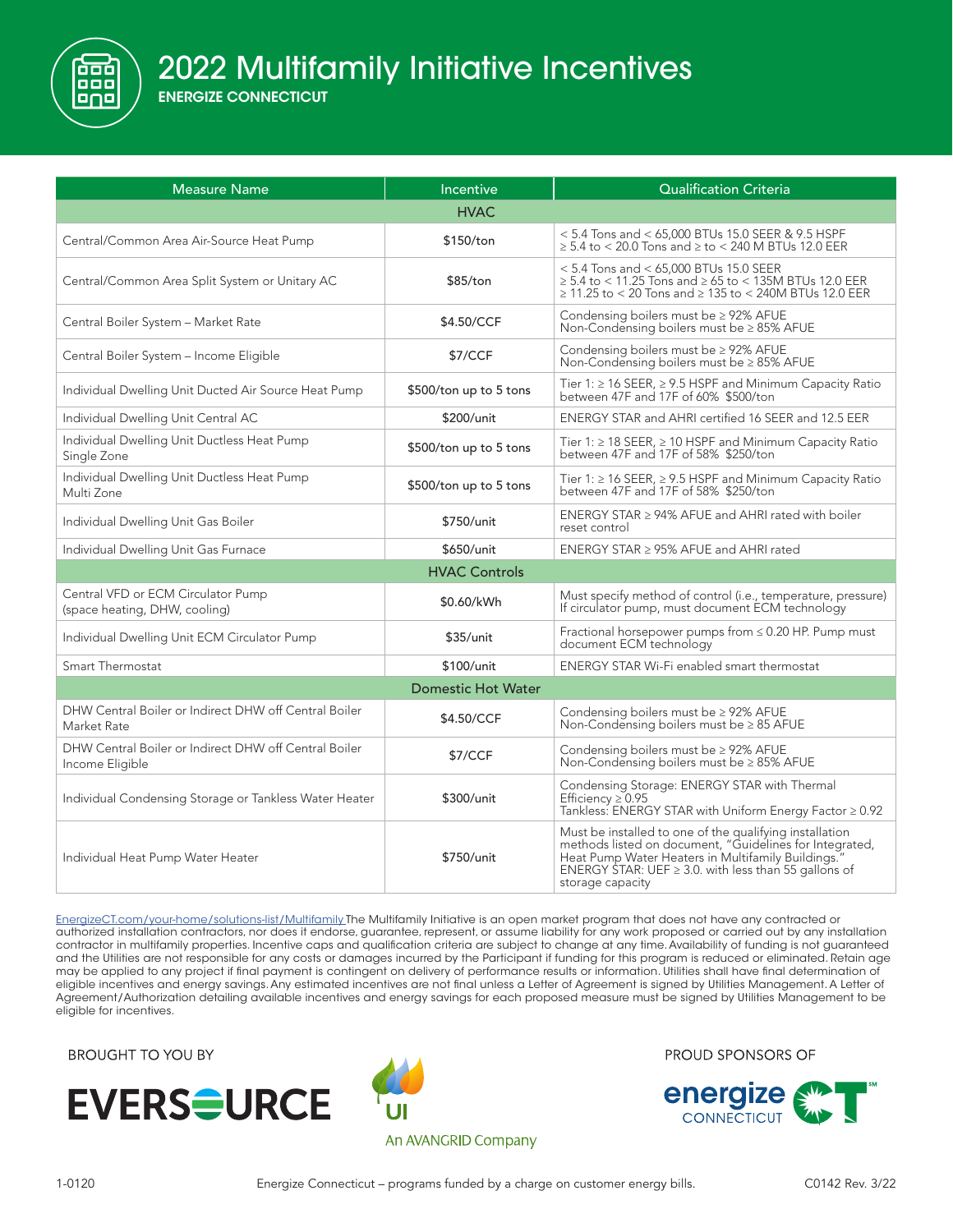# 2022 Multifamily Initiative Incentives

**ENERGIZE CONNECTICUT**

| Measure Name | Incentive | Qualification Criteria |
|---|---|---|
| **HVAC** | | |
| Central/Common Area Air-Source Heat Pump | $150/ton | < 5.4 Tons and < 65,000 BTUs 15.0 SEER & 9.5 HSPF<br>≥ 5.4 to < 20.0 Tons and ≥ to < 240 M BTUs 12.0 EER |
| Central/Common Area Split System or Unitary AC | $85/ton | < 5.4 Tons and < 65,000 BTUs 15.0 SEER<br>≥ 5.4 to < 11.25 Tons and ≥ 65 to < 135M BTUs 12.0 EER<br>≥ 11.25 to < 20 Tons and ≥ 135 to < 240M BTUs 12.0 EER |
| Central Boiler System – Market Rate | $4.50/CCF | Condensing boilers must be ≥ 92% AFUE<br>Non-Condensing boilers must be ≥ 85% AFUE |
| Central Boiler System – Income Eligible | $7/CCF | Condensing boilers must be ≥ 92% AFUE<br>Non-Condensing boilers must be ≥ 85% AFUE |
| Individual Dwelling Unit Ducted Air Source Heat Pump | $500/ton up to 5 tons | Tier 1: ≥ 16 SEER, ≥ 9.5 HSPF and Minimum Capacity Ratio between 47F and 17F of 60% $500/ton |
| Individual Dwelling Unit Central AC | $200/unit | ENERGY STAR and AHRI certified 16 SEER and 12.5 EER |
| Individual Dwelling Unit Ductless Heat Pump Single Zone | $500/ton up to 5 tons | Tier 1: ≥ 18 SEER, ≥ 10 HSPF and Minimum Capacity Ratio between 47F and 17F of 58% $250/ton |
| Individual Dwelling Unit Ductless Heat Pump Multi Zone | $500/ton up to 5 tons | Tier 1: ≥ 16 SEER, ≥ 9.5 HSPF and Minimum Capacity Ratio between 47F and 17F of 58% $250/ton |
| Individual Dwelling Unit Gas Boiler | $750/unit | ENERGY STAR ≥ 94% AFUE and AHRI rated with boiler reset control |
| Individual Dwelling Unit Gas Furnace | $650/unit | ENERGY STAR ≥ 95% AFUE and AHRI rated |
| **HVAC Controls** | | |
| Central VFD or ECM Circulator Pump (space heating, DHW, cooling) | $0.60/kWh | Must specify method of control (i.e., temperature, pressure)<br>If circulator pump, must document ECM technology |
| Individual Dwelling Unit ECM Circulator Pump | $35/unit | Fractional horsepower pumps from ≤ 0.20 HP. Pump must document ECM technology |
| Smart Thermostat | $100/unit | ENERGY STAR Wi-Fi enabled smart thermostat |
| **Domestic Hot Water** | | |
| DHW Central Boiler or Indirect DHW off Central Boiler Market Rate | $4.50/CCF | Condensing boilers must be ≥ 92% AFUE<br>Non-Condensing boilers must be ≥ 85 AFUE |
| DHW Central Boiler or Indirect DHW off Central Boiler Income Eligible | $7/CCF | Condensing boilers must be ≥ 92% AFUE<br>Non-Condensing boilers must be ≥ 85% AFUE |
| Individual Condensing Storage or Tankless Water Heater | $300/unit | Condensing Storage: ENERGY STAR with Thermal Efficiency ≥ 0.95<br>Tankless: ENERGY STAR with Uniform Energy Factor ≥ 0.92 |
| Individual Heat Pump Water Heater | $750/unit | Must be installed to one of the qualifying installation methods listed on document, "Guidelines for Integrated, Heat Pump Water Heaters in Multifamily Buildings."<br>ENERGY STAR: UEF ≥ 3.0. with less than 55 gallons of storage capacity |

EnergizeCT.com/your-home/solutions-list/Multifamily The Multifamily Initiative is an open market program that does not have any contracted or authorized installation contractors, nor does it endorse, guarantee, represent, or assume liability for any work proposed or carried out by any installation contractor in multifamily properties. Incentive caps and qualification criteria are subject to change at any time. Availability of funding is not guaranteed and the Utilities are not responsible for any costs or damages incurred by the Participant if funding for this program is reduced or eliminated. Retain age may be applied to any project if final payment is contingent on delivery of performance results or information. Utilities shall have final determination of eligible incentives and energy savings. Any estimated incentives are not final unless a Letter of Agreement is signed by Utilities Management. A Letter of Agreement/Authorization detailing available incentives and energy savings for each proposed measure must be signed by Utilities Management to be eligible for incentives.

BROUGHT TO YOU BY

EVERSOURCE

UI
An AVANGRID Company

PROUD SPONSORS OF

energize CONNECTICUT

1-0120 Energize Connecticut – programs funded by a charge on customer energy bills. C0142 Rev. 3/22